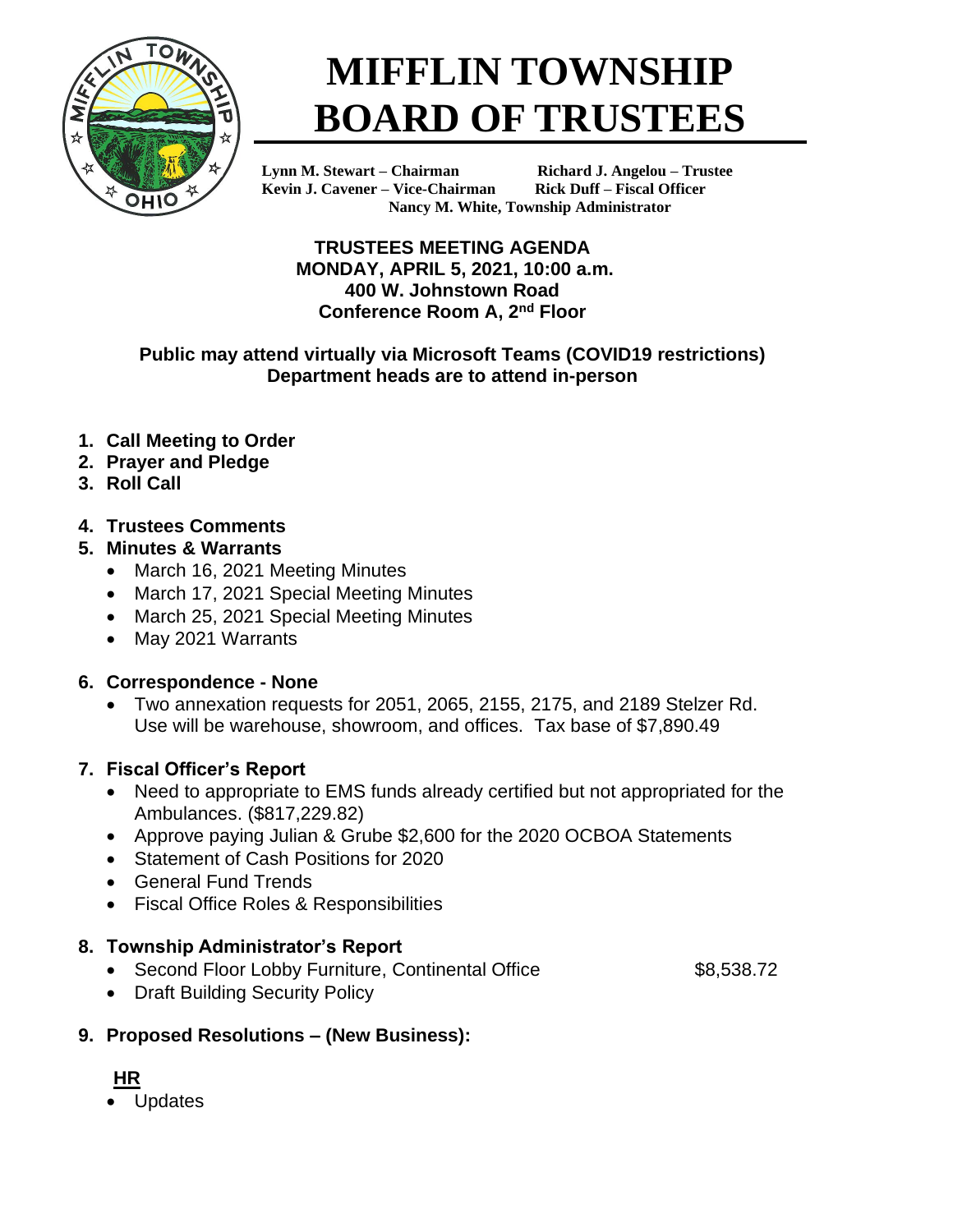# MIFFLIN TOWNSHIP BOARD OF TRUSTEES

**Lynn M. Stewart – Chairman** | **Richard J. Angelou – Trustee**
**Kevin J. Cavener – Vice-Chairman** | **Rick Duff – Fiscal Officer**
**Nancy M. White, Township Administrator**

**TRUSTEES MEETING AGENDA**
**MONDAY, APRIL 5, 2021, 10:00 a.m.**
**400 W. Johnstown Road**
**Conference Room A, 2nd Floor**

**Public may attend virtually via Microsoft Teams (COVID19 restrictions)**
**Department heads are to attend in-person**

1. **Call Meeting to Order**
2. **Prayer and Pledge**
3. **Roll Call**
4. **Trustees Comments**
5. **Minutes & Warrants**
   - March 16, 2021 Meeting Minutes
   - March 17, 2021 Special Meeting Minutes
   - March 25, 2021 Special Meeting Minutes
   - May 2021 Warrants
6. **Correspondence - None**
   - Two annexation requests for 2051, 2065, 2155, 2175, and 2189 Stelzer Rd. Use will be warehouse, showroom, and offices. Tax base of $7,890.49
7. **Fiscal Officer's Report**
   - Need to appropriate to EMS funds already certified but not appropriated for the Ambulances. ($817,229.82)
   - Approve paying Julian & Grube $2,600 for the 2020 OCBOA Statements
   - Statement of Cash Positions for 2020
   - General Fund Trends
   - Fiscal Office Roles & Responsibilities
8. **Township Administrator's Report**
   - Second Floor Lobby Furniture, Continental Office $8,538.72
   - Draft Building Security Policy
9. **Proposed Resolutions – (New Business):**

**HR**

- Updates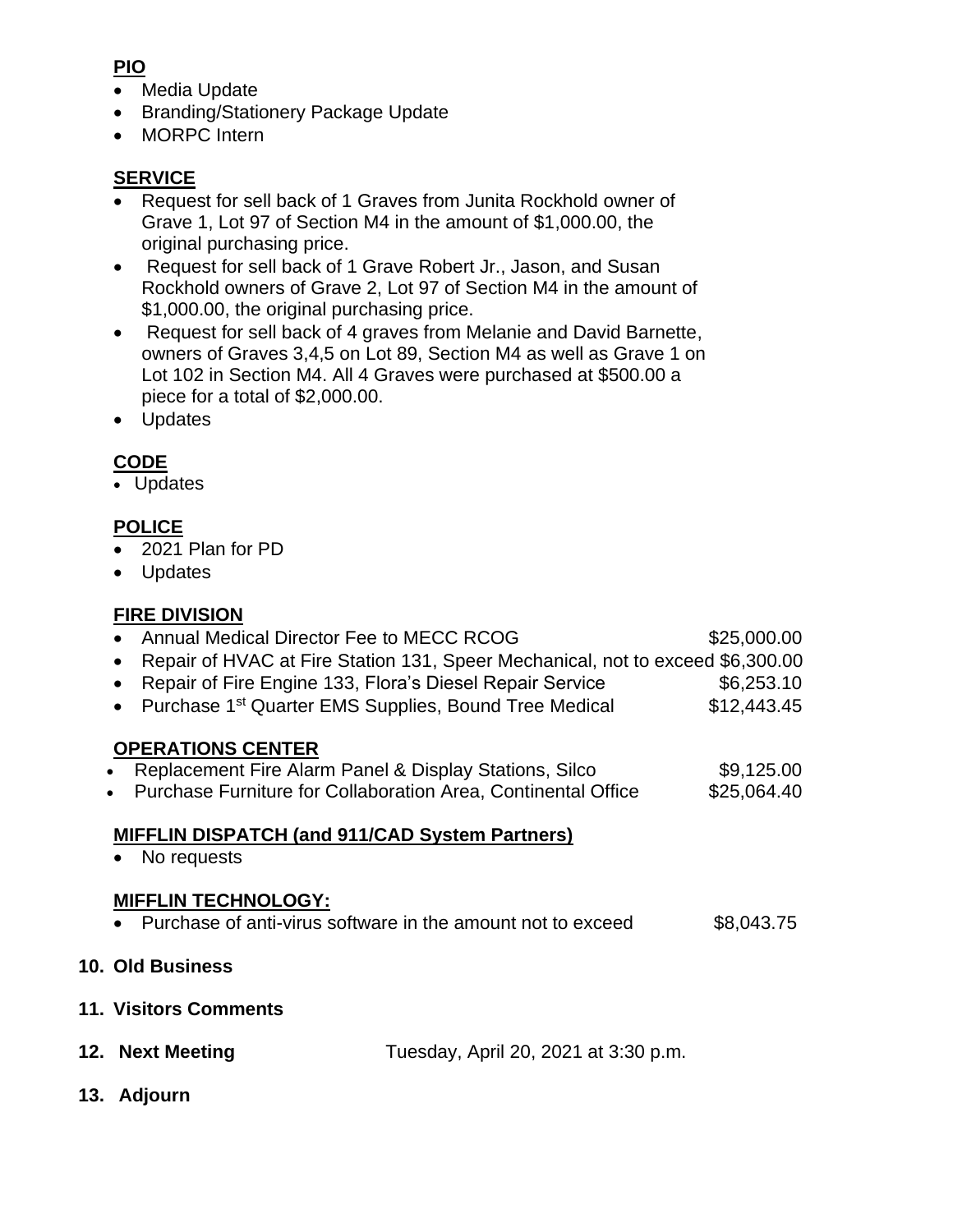**PIO**

- Media Update
- Branding/Stationery Package Update
- MORPC Intern

**SERVICE**

- Request for sell back of 1 Graves from Junita Rockhold owner of Grave 1, Lot 97 of Section M4 in the amount of $1,000.00, the original purchasing price.
- Request for sell back of 1 Grave Robert Jr., Jason, and Susan Rockhold owners of Grave 2, Lot 97 of Section M4 in the amount of $1,000.00, the original purchasing price.
- Request for sell back of 4 graves from Melanie and David Barnette, owners of Graves 3,4,5 on Lot 89, Section M4 as well as Grave 1 on Lot 102 in Section M4. All 4 Graves were purchased at $500.00 a piece for a total of $2,000.00.
- Updates

**CODE**

- Updates

**POLICE**

- 2021 Plan for PD
- Updates

**FIRE DIVISION**

- Annual Medical Director Fee to MECC RCOG $25,000.00
- Repair of HVAC at Fire Station 131, Speer Mechanical, not to exceed $6,300.00
- Repair of Fire Engine 133, Flora's Diesel Repair Service $6,253.10
- Purchase 1st Quarter EMS Supplies, Bound Tree Medical $12,443.45

**OPERATIONS CENTER**

- Replacement Fire Alarm Panel & Display Stations, Silco $9,125.00
- Purchase Furniture for Collaboration Area, Continental Office $25,064.40

**MIFFLIN DISPATCH (and 911/CAD System Partners)**

- No requests

**MIFFLIN TECHNOLOGY:**

- Purchase of anti-virus software in the amount not to exceed $8,043.75

**10. Old Business**

**11. Visitors Comments**

**12. Next Meeting** Tuesday, April 20, 2021 at 3:30 p.m.

**13. Adjourn**